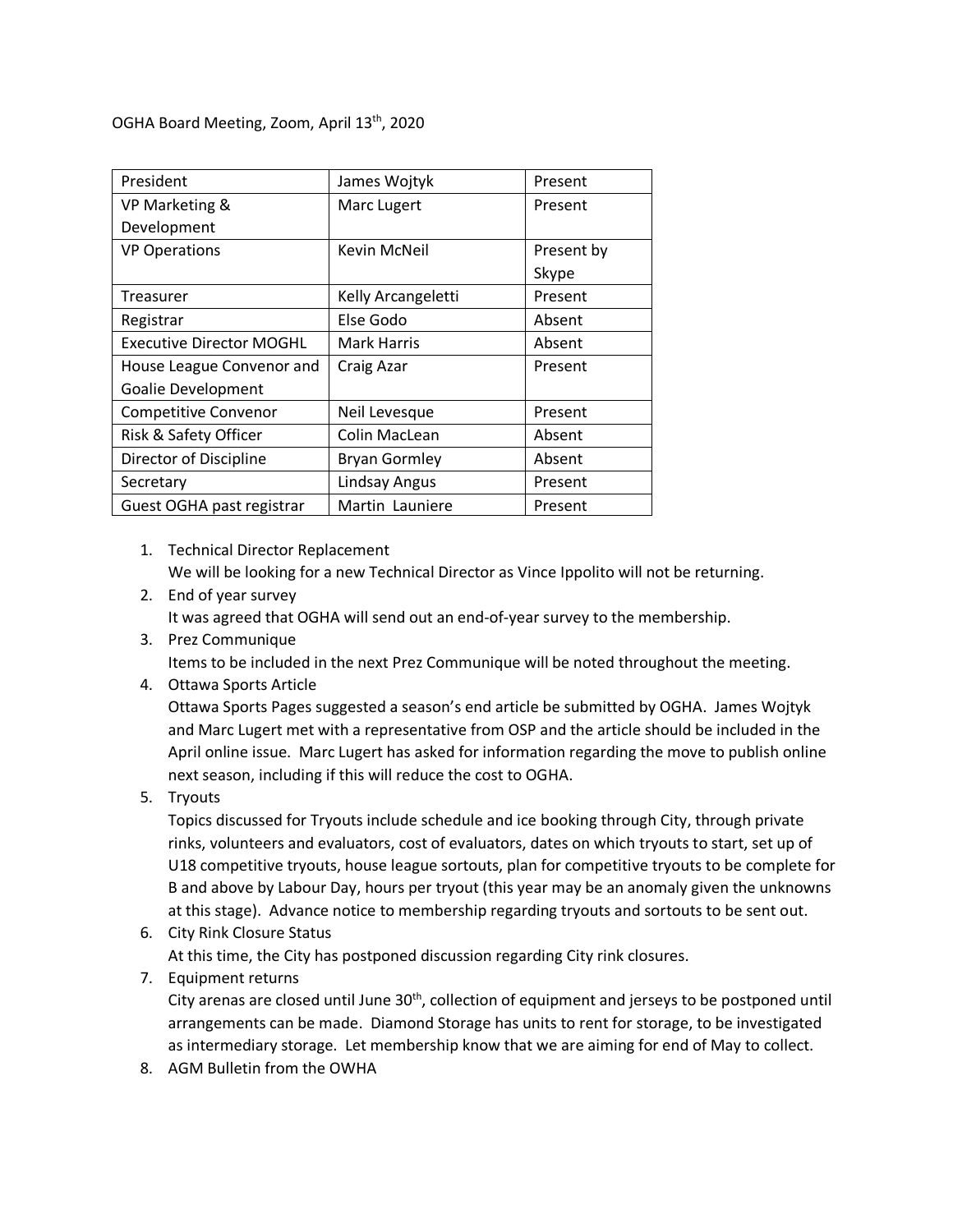OGHA Board Meeting, Zoom, April 13th, 2020

| | | |
|---|---|---|
| President | James Wojtyk | Present |
| VP Marketing & Development | Marc Lugert | Present |
| VP Operations | Kevin McNeil | Present by Skype |
| Treasurer | Kelly Arcangeletti | Present |
| Registrar | Else Godo | Absent |
| Executive Director MOGHL | Mark Harris | Absent |
| House League Convenor and Goalie Development | Craig Azar | Present |
| Competitive Convenor | Neil Levesque | Present |
| Risk & Safety Officer | Colin MacLean | Absent |
| Director of Discipline | Bryan Gormley | Absent |
| Secretary | Lindsay Angus | Present |
| Guest OGHA past registrar | Martin Launiere | Present |

1. Technical Director Replacement
   We will be looking for a new Technical Director as Vince Ippolito will not be returning.
2. End of year survey
   It was agreed that OGHA will send out an end-of-year survey to the membership.
3. Prez Communique
   Items to be included in the next Prez Communique will be noted throughout the meeting.
4. Ottawa Sports Article
   Ottawa Sports Pages suggested a season's end article be submitted by OGHA. James Wojtyk and Marc Lugert met with a representative from OSP and the article should be included in the April online issue. Marc Lugert has asked for information regarding the move to publish online next season, including if this will reduce the cost to OGHA.
5. Tryouts
   Topics discussed for Tryouts include schedule and ice booking through City, through private rinks, volunteers and evaluators, cost of evaluators, dates on which tryouts to start, set up of U18 competitive tryouts, house league sortouts, plan for competitive tryouts to be complete for B and above by Labour Day, hours per tryout (this year may be an anomaly given the unknowns at this stage). Advance notice to membership regarding tryouts and sortouts to be sent out.
6. City Rink Closure Status
   At this time, the City has postponed discussion regarding City rink closures.
7. Equipment returns
   City arenas are closed until June 30th, collection of equipment and jerseys to be postponed until arrangements can be made. Diamond Storage has units to rent for storage, to be investigated as intermediary storage. Let membership know that we are aiming for end of May to collect.
8. AGM Bulletin from the OWHA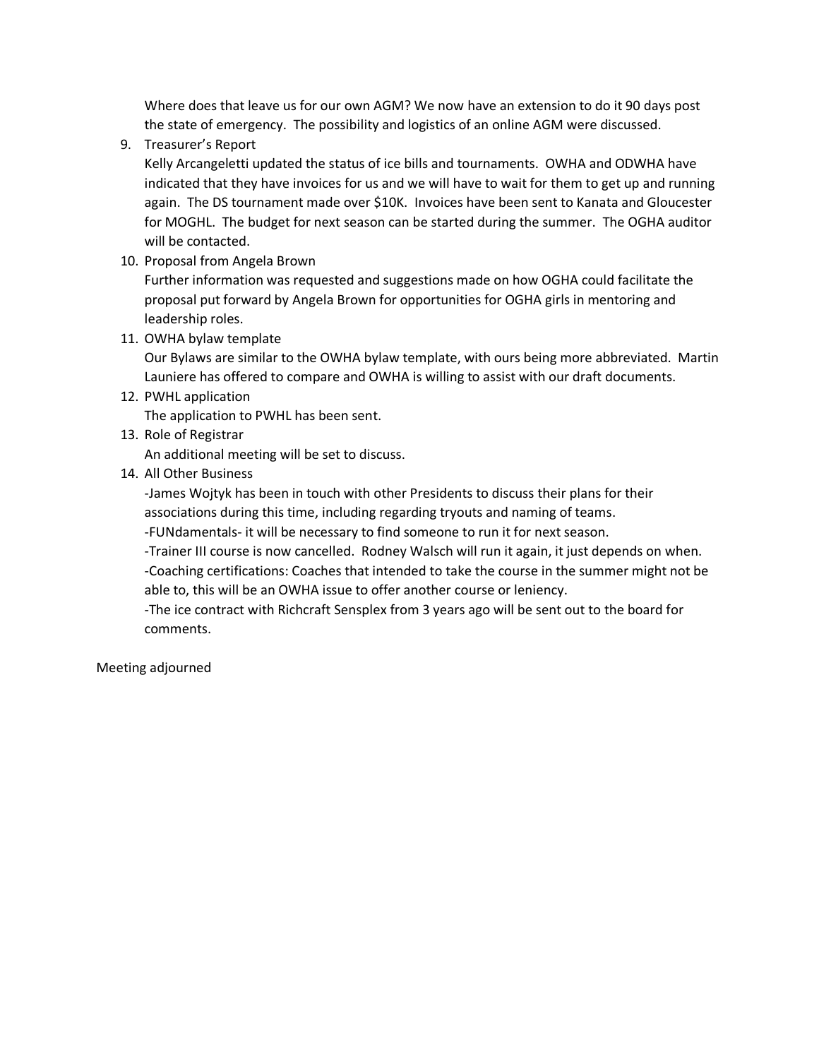Where does that leave us for our own AGM? We now have an extension to do it 90 days post the state of emergency. The possibility and logistics of an online AGM were discussed.

9. Treasurer's Report
   Kelly Arcangeletti updated the status of ice bills and tournaments. OWHA and ODWHA have indicated that they have invoices for us and we will have to wait for them to get up and running again. The DS tournament made over $10K. Invoices have been sent to Kanata and Gloucester for MOGHL. The budget for next season can be started during the summer. The OGHA auditor will be contacted.
10. Proposal from Angela Brown
    Further information was requested and suggestions made on how OGHA could facilitate the proposal put forward by Angela Brown for opportunities for OGHA girls in mentoring and leadership roles.
11. OWHA bylaw template
    Our Bylaws are similar to the OWHA bylaw template, with ours being more abbreviated. Martin Launiere has offered to compare and OWHA is willing to assist with our draft documents.
12. PWHL application
    The application to PWHL has been sent.
13. Role of Registrar
    An additional meeting will be set to discuss.
14. All Other Business
    -James Wojtyk has been in touch with other Presidents to discuss their plans for their associations during this time, including regarding tryouts and naming of teams.
    -FUNdamentals- it will be necessary to find someone to run it for next season.
    -Trainer III course is now cancelled. Rodney Walsch will run it again, it just depends on when.
    -Coaching certifications: Coaches that intended to take the course in the summer might not be able to, this will be an OWHA issue to offer another course or leniency.
    -The ice contract with Richcraft Sensplex from 3 years ago will be sent out to the board for comments.

Meeting adjourned